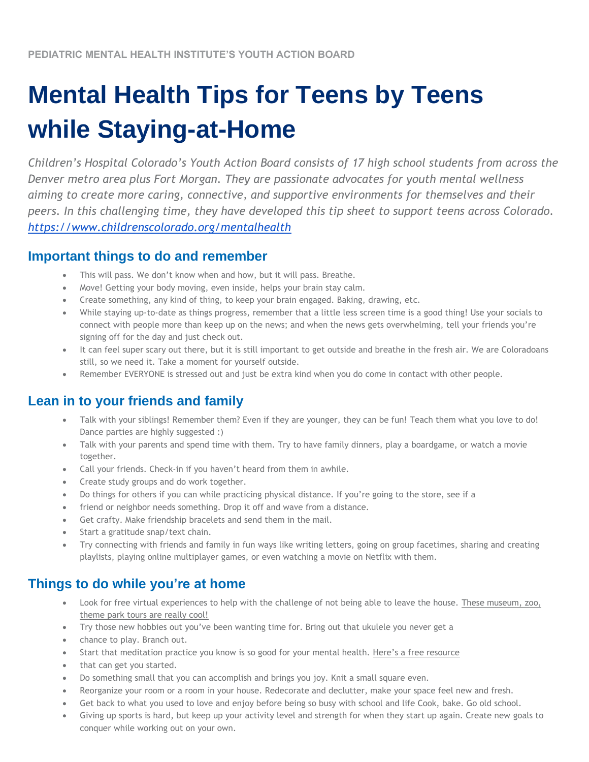PEDIATRIC MENTAL HEALTH INSTITUTE'S YOUTH ACTION BOARD

# Mental Health Tips for Teens by Teens while Staying-at-Home

*Children's Hospital Colorado's Youth Action Board consists of 17 high school students from across the Denver metro area plus Fort Morgan. They are passionate advocates for youth mental wellness aiming to create more caring, connective, and supportive environments for themselves and their peers. In this challenging time, they have developed this tip sheet to support teens across Colorado.* *https://www.childrenscolorado.org/mentalhealth*

## Important things to do and remember

- This will pass. We don't know when and how, but it will pass. Breathe.
- Move! Getting your body moving, even inside, helps your brain stay calm.
- Create something, any kind of thing, to keep your brain engaged. Baking, drawing, etc.
- While staying up-to-date as things progress, remember that a little less screen time is a good thing! Use your socials to connect with people more than keep up on the news; and when the news gets overwhelming, tell your friends you're signing off for the day and just check out.
- It can feel super scary out there, but it is still important to get outside and breathe in the fresh air. We are Coloradoans still, so we need it. Take a moment for yourself outside.
- Remember EVERYONE is stressed out and just be extra kind when you do come in contact with other people.

## Lean in to your friends and family

- Talk with your siblings! Remember them? Even if they are younger, they can be fun! Teach them what you love to do! Dance parties are highly suggested :)
- Talk with your parents and spend time with them. Try to have family dinners, play a boardgame, or watch a movie together.
- Call your friends. Check-in if you haven't heard from them in awhile.
- Create study groups and do work together.
- Do things for others if you can while practicing physical distance. If you're going to the store, see if a
- friend or neighbor needs something. Drop it off and wave from a distance.
- Get crafty. Make friendship bracelets and send them in the mail.
- Start a gratitude snap/text chain.
- Try connecting with friends and family in fun ways like writing letters, going on group facetimes, sharing and creating playlists, playing online multiplayer games, or even watching a movie on Netflix with them.

## Things to do while you're at home

- Look for free virtual experiences to help with the challenge of not being able to leave the house. These museum, zoo, theme park tours are really cool!
- Try those new hobbies out you've been wanting time for. Bring out that ukulele you never get a
- chance to play. Branch out.
- Start that meditation practice you know is so good for your mental health. Here's a free resource
- that can get you started.
- Do something small that you can accomplish and brings you joy. Knit a small square even.
- Reorganize your room or a room in your house. Redecorate and declutter, make your space feel new and fresh.
- Get back to what you used to love and enjoy before being so busy with school and life Cook, bake. Go old school.
- Giving up sports is hard, but keep up your activity level and strength for when they start up again. Create new goals to conquer while working out on your own.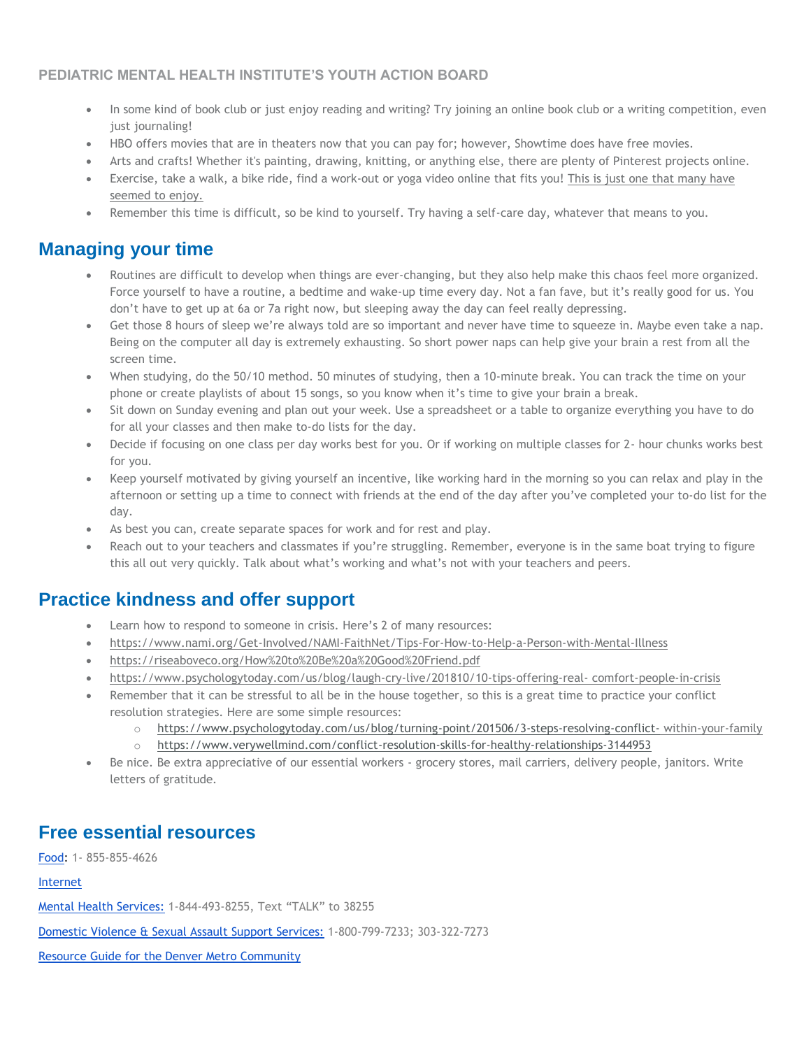PEDIATRIC MENTAL HEALTH INSTITUTE'S YOUTH ACTION BOARD

- In some kind of book club or just enjoy reading and writing? Try joining an online book club or a writing competition, even just journaling!
- HBO offers movies that are in theaters now that you can pay for; however, Showtime does have free movies.
- Arts and crafts! Whether it's painting, drawing, knitting, or anything else, there are plenty of Pinterest projects online.
- Exercise, take a walk, a bike ride, find a work-out or yoga video online that fits you! This is just one that many have seemed to enjoy.
- Remember this time is difficult, so be kind to yourself. Try having a self-care day, whatever that means to you.

## Managing your time

- Routines are difficult to develop when things are ever-changing, but they also help make this chaos feel more organized. Force yourself to have a routine, a bedtime and wake-up time every day. Not a fan fave, but it's really good for us. You don't have to get up at 6a or 7a right now, but sleeping away the day can feel really depressing.
- Get those 8 hours of sleep we're always told are so important and never have time to squeeze in. Maybe even take a nap. Being on the computer all day is extremely exhausting. So short power naps can help give your brain a rest from all the screen time.
- When studying, do the 50/10 method. 50 minutes of studying, then a 10-minute break. You can track the time on your phone or create playlists of about 15 songs, so you know when it's time to give your brain a break.
- Sit down on Sunday evening and plan out your week. Use a spreadsheet or a table to organize everything you have to do for all your classes and then make to-do lists for the day.
- Decide if focusing on one class per day works best for you. Or if working on multiple classes for 2- hour chunks works best for you.
- Keep yourself motivated by giving yourself an incentive, like working hard in the morning so you can relax and play in the afternoon or setting up a time to connect with friends at the end of the day after you've completed your to-do list for the day.
- As best you can, create separate spaces for work and for rest and play.
- Reach out to your teachers and classmates if you're struggling. Remember, everyone is in the same boat trying to figure this all out very quickly. Talk about what's working and what's not with your teachers and peers.

## Practice kindness and offer support

- Learn how to respond to someone in crisis. Here's 2 of many resources:
- https://www.nami.org/Get-Involved/NAMI-FaithNet/Tips-For-How-to-Help-a-Person-with-Mental-Illness
- https://riseaboveco.org/How%20to%20Be%20a%20Good%20Friend.pdf
- https://www.psychologytoday.com/us/blog/laugh-cry-live/201810/10-tips-offering-real- comfort-people-in-crisis
- Remember that it can be stressful to all be in the house together, so this is a great time to practice your conflict resolution strategies. Here are some simple resources:
  - https://www.psychologytoday.com/us/blog/turning-point/201506/3-steps-resolving-conflict- within-your-family
  - https://www.verywellmind.com/conflict-resolution-skills-for-healthy-relationships-3144953
- Be nice. Be extra appreciative of our essential workers - grocery stores, mail carriers, delivery people, janitors. Write letters of gratitude.

## Free essential resources

Food: 1- 855-855-4626

Internet

Mental Health Services: 1-844-493-8255, Text "TALK" to 38255

Domestic Violence & Sexual Assault Support Services: 1-800-799-7233; 303-322-7273

Resource Guide for the Denver Metro Community